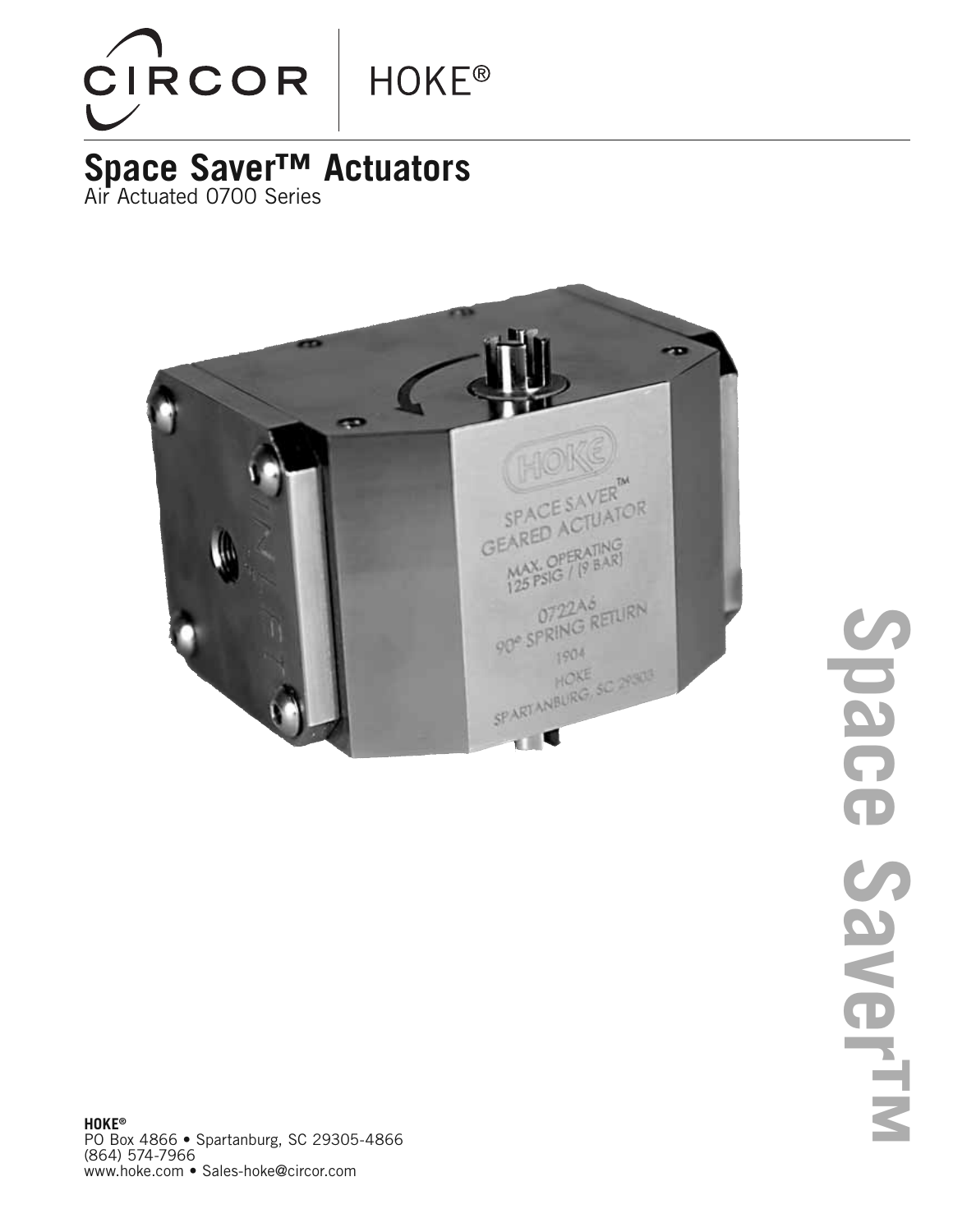CIRCOR | HOKE®

# Space Saver™ Actuators

Air Actuated 0700 Series

Space Saver™

**HOKE®**
PO Box 4866 • Spartanburg, SC 29305-4866
(864) 574-7966
www.hoke.com • Sales-hoke@circor.com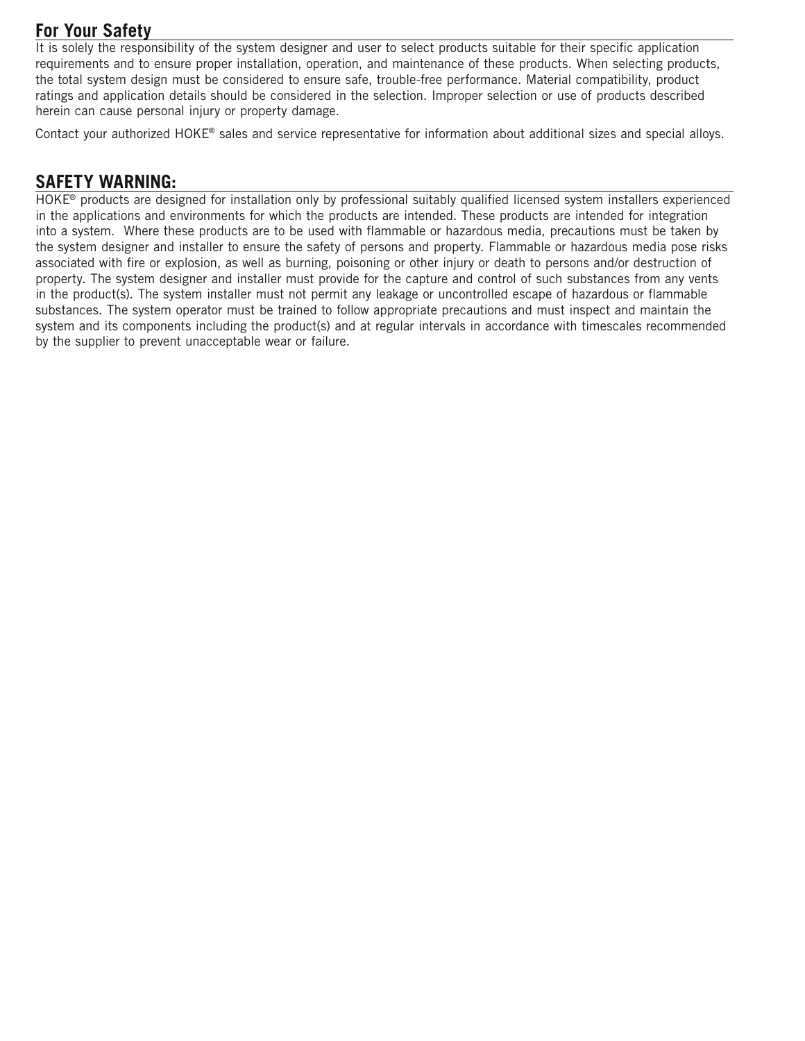## For Your Safety

It is solely the responsibility of the system designer and user to select products suitable for their specific application requirements and to ensure proper installation, operation, and maintenance of these products. When selecting products, the total system design must be considered to ensure safe, trouble-free performance. Material compatibility, product ratings and application details should be considered in the selection. Improper selection or use of products described herein can cause personal injury or property damage.

Contact your authorized HOKE® sales and service representative for information about additional sizes and special alloys.

## SAFETY WARNING:

HOKE® products are designed for installation only by professional suitably qualified licensed system installers experienced in the applications and environments for which the products are intended. These products are intended for integration into a system. Where these products are to be used with flammable or hazardous media, precautions must be taken by the system designer and installer to ensure the safety of persons and property. Flammable or hazardous media pose risks associated with fire or explosion, as well as burning, poisoning or other injury or death to persons and/or destruction of property. The system designer and installer must provide for the capture and control of such substances from any vents in the product(s). The system installer must not permit any leakage or uncontrolled escape of hazardous or flammable substances. The system operator must be trained to follow appropriate precautions and must inspect and maintain the system and its components including the product(s) and at regular intervals in accordance with timescales recommended by the supplier to prevent unacceptable wear or failure.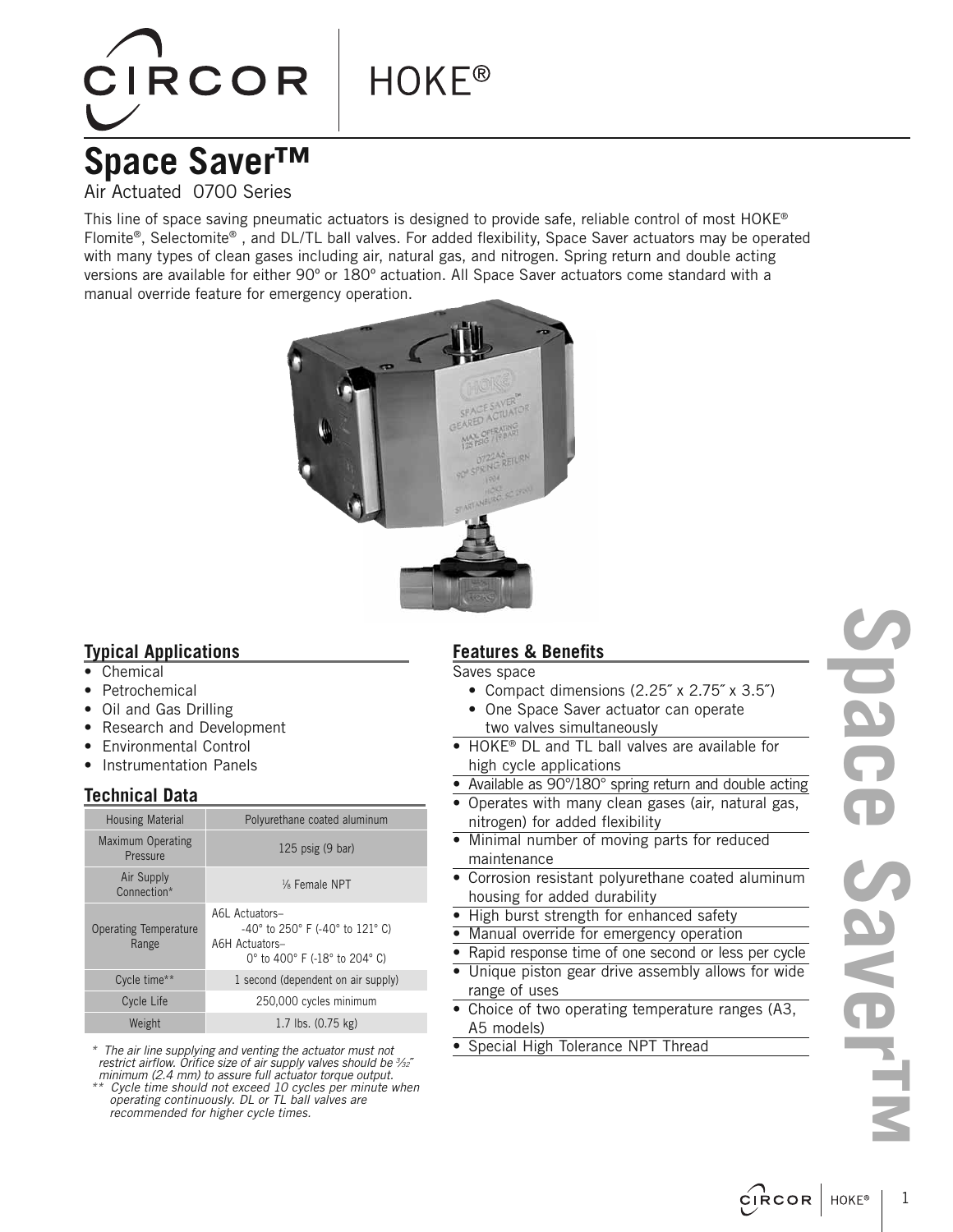# Space Saver™

Air Actuated 0700 Series

This line of space saving pneumatic actuators is designed to provide safe, reliable control of most HOKE® Flomite®, Selectomite® , and DL/TL ball valves. For added flexibility, Space Saver actuators may be operated with many types of clean gases including air, natural gas, and nitrogen. Spring return and double acting versions are available for either 90º or 180º actuation. All Space Saver actuators come standard with a manual override feature for emergency operation.

## Typical Applications

- Chemical
- Petrochemical
- Oil and Gas Drilling
- Research and Development
- Environmental Control
- Instrumentation Panels

## Technical Data

| Housing Material | Polyurethane coated aluminum |
|---|---|
| Maximum Operating Pressure | 125 psig (9 bar) |
| Air Supply Connection* | ⅛ Female NPT |
| Operating Temperature Range | A6L Actuators– -40° to 250° F (-40° to 121° C) A6H Actuators– 0° to 400° F (-18° to 204° C) |
| Cycle time** | 1 second (dependent on air supply) |
| Cycle Life | 250,000 cycles minimum |
| Weight | 1.7 lbs. (0.75 kg) |

*\* The air line supplying and venting the actuator must not restrict airflow. Orifice size of air supply valves should be ³⁄₃₂˝ minimum (2.4 mm) to assure full actuator torque output.*

*\*\* Cycle time should not exceed 10 cycles per minute when operating continuously. DL or TL ball valves are recommended for higher cycle times.*

## Features & Benefits

Saves space
- Compact dimensions (2.25˝ x 2.75˝ x 3.5˝)
- One Space Saver actuator can operate two valves simultaneously

- HOKE® DL and TL ball valves are available for high cycle applications
- Available as 90°/180° spring return and double acting
- Operates with many clean gases (air, natural gas, nitrogen) for added flexibility
- Minimal number of moving parts for reduced maintenance
- Corrosion resistant polyurethane coated aluminum housing for added durability
- High burst strength for enhanced safety
- Manual override for emergency operation
- Rapid response time of one second or less per cycle
- Unique piston gear drive assembly allows for wide range of uses
- Choice of two operating temperature ranges (A3, A5 models)
- Special High Tolerance NPT Thread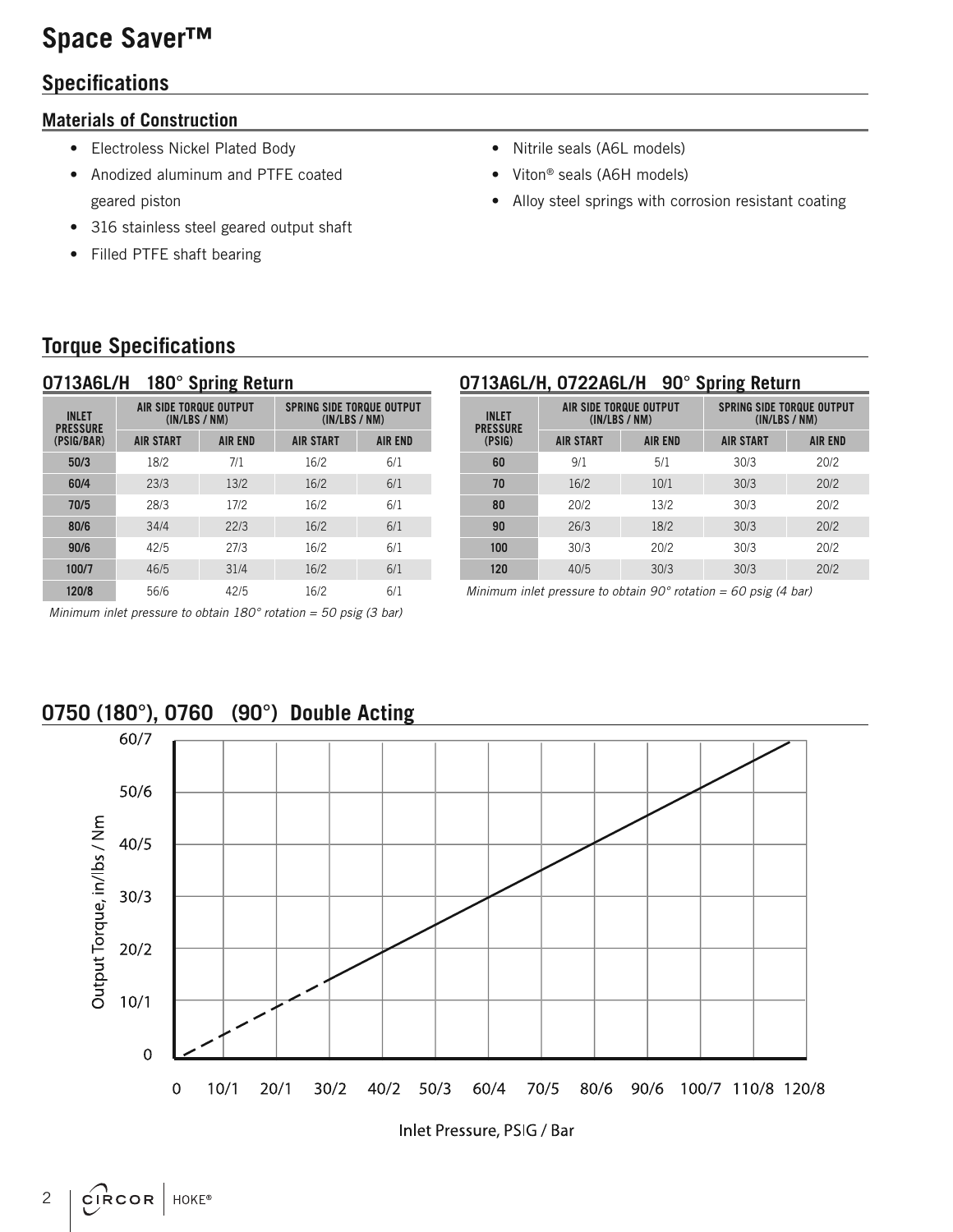# Space Saver™

## Specifications

### Materials of Construction

- Electroless Nickel Plated Body
- Anodized aluminum and PTFE coated geared piston
- 316 stainless steel geared output shaft
- Filled PTFE shaft bearing
- Nitrile seals (A6L models)
- Viton® seals (A6H models)
- Alloy steel springs with corrosion resistant coating

## Torque Specifications

### 0713A6L/H 180° Spring Return

| INLET PRESSURE (PSIG/BAR) | AIR SIDE TORQUE OUTPUT (IN/LBS / NM) | | SPRING SIDE TORQUE OUTPUT (IN/LBS / NM) | |
|---|---|---|---|---|
| | AIR START | AIR END | AIR START | AIR END |
| 50/3 | 18/2 | 7/1 | 16/2 | 6/1 |
| 60/4 | 23/3 | 13/2 | 16/2 | 6/1 |
| 70/5 | 28/3 | 17/2 | 16/2 | 6/1 |
| 80/6 | 34/4 | 22/3 | 16/2 | 6/1 |
| 90/6 | 42/5 | 27/3 | 16/2 | 6/1 |
| 100/7 | 46/5 | 31/4 | 16/2 | 6/1 |
| 120/8 | 56/6 | 42/5 | 16/2 | 6/1 |

*Minimum inlet pressure to obtain 180° rotation = 50 psig (3 bar)*

### 0713A6L/H, 0722A6L/H 90° Spring Return

| INLET PRESSURE (PSIG) | AIR SIDE TORQUE OUTPUT (IN/LBS / NM) | | SPRING SIDE TORQUE OUTPUT (IN/LBS / NM) | |
|---|---|---|---|---|
| | AIR START | AIR END | AIR START | AIR END |
| 60 | 9/1 | 5/1 | 30/3 | 20/2 |
| 70 | 16/2 | 10/1 | 30/3 | 20/2 |
| 80 | 20/2 | 13/2 | 30/3 | 20/2 |
| 90 | 26/3 | 18/2 | 30/3 | 20/2 |
| 100 | 30/3 | 20/2 | 30/3 | 20/2 |
| 120 | 40/5 | 30/3 | 30/3 | 20/2 |

*Minimum inlet pressure to obtain 90° rotation = 60 psig (4 bar)*

### 0750 (180°), 0760 (90°) Double Acting

Output Torque, in/lbs / Nm: 0, 10/1, 20/2, 30/3, 40/5, 50/6, 60/7

Inlet Pressure, PSIG / Bar: 0, 10/1, 20/1, 30/2, 40/2, 50/3, 60/4, 70/5, 80/6, 90/6, 100/7, 110/8, 120/8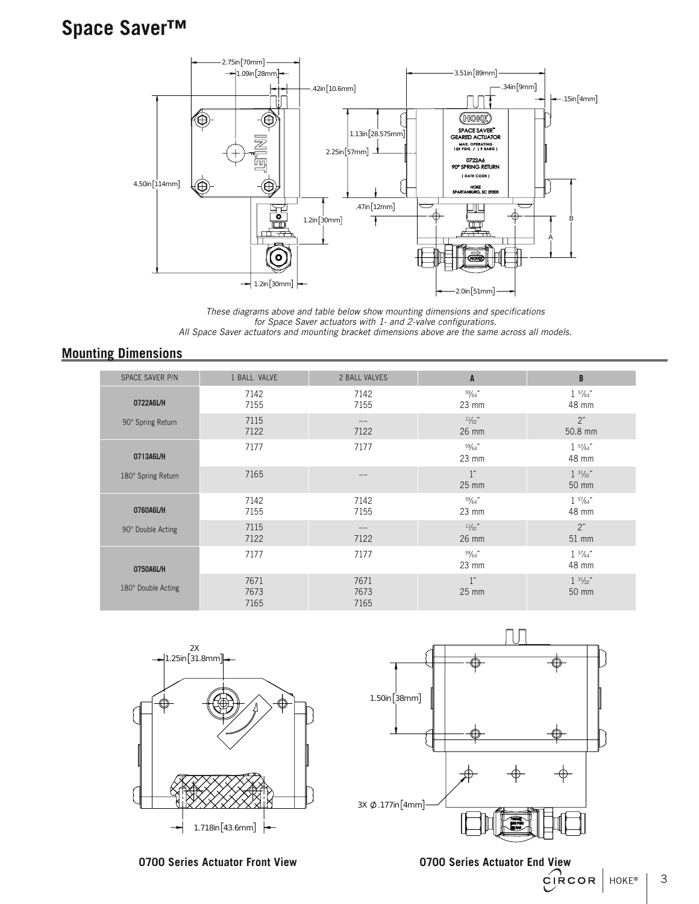# Space Saver™

*These diagrams above and table below show mounting dimensions and specifications for Space Saver actuators with 1- and 2-valve configurations. All Space Saver actuators and mounting bracket dimensions above are the same across all models.*

## Mounting Dimensions

| SPACE SAVER P/N | 1 BALL VALVE | 2 BALL VALVES | A | B |
|---|---|---|---|---|
| **0722A6L/H** | 7142<br>7155 | 7142<br>7155 | 59⁄64″<br>23 mm | 1 57⁄64″<br>48 mm |
| 90° Spring Return | 7115<br>7122 | --<br>7122 | 11⁄32″<br>26 mm | 2″<br>50.8 mm |
| **0713A6L/H** | 7177 | 7177 | 59⁄64″<br>23 mm | 1 57⁄64″<br>48 mm |
| 180° Spring Return | 7165 | -- | 1″<br>25 mm | 1 31⁄32″<br>50 mm |
| **0760A6L/H** | 7142<br>7155 | 7142<br>7155 | 59⁄64″<br>23 mm | 1 57⁄64″<br>48 mm |
| 90° Double Acting | 7115<br>7122 | --<br>7122 | 11⁄32″<br>26 mm | 2″<br>51 mm |
| **0750A6L/H** | 7177 | 7177 | 59⁄64″<br>23 mm | 1 57⁄64″<br>48 mm |
| 180° Double Acting | 7671<br>7673<br>7165 | 7671<br>7673<br>7165 | 1″<br>25 mm | 1 31⁄32″<br>50 mm |

**0700 Series Actuator Front View**

**0700 Series Actuator End View**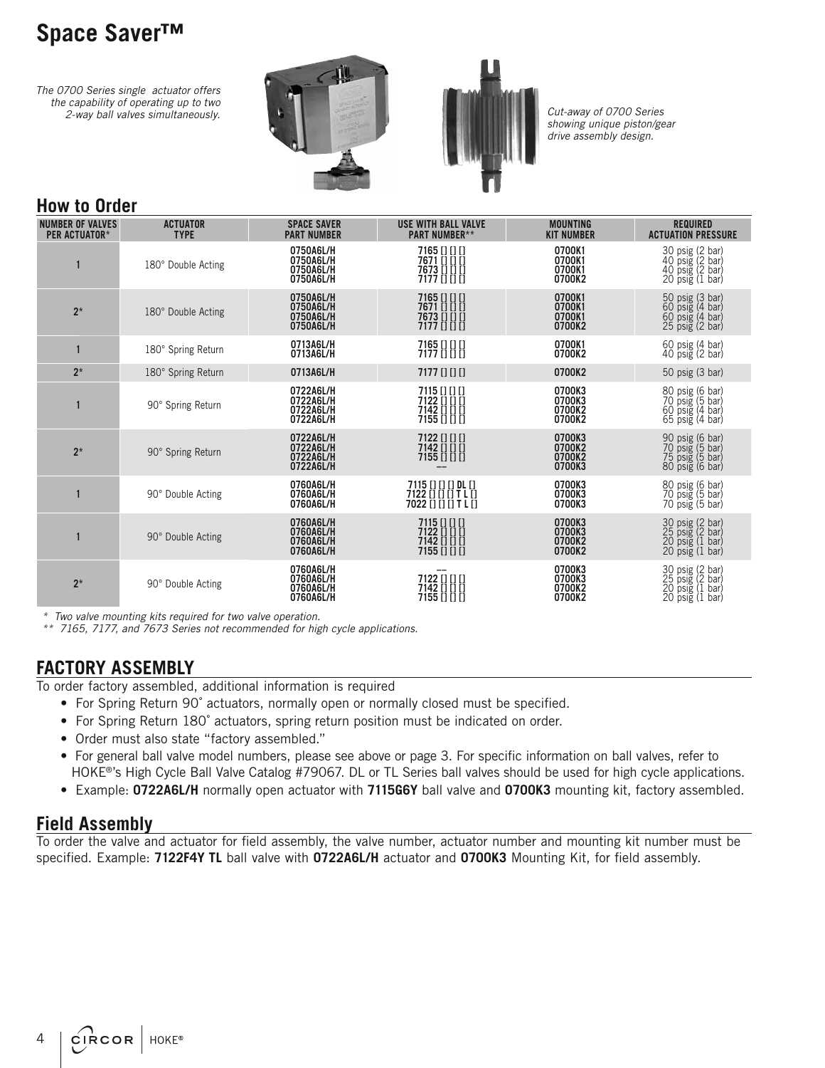# Space Saver™

*The 0700 Series single actuator offers the capability of operating up to two 2-way ball valves simultaneously.*

*Cut-away of 0700 Series showing unique piston/gear drive assembly design.*

## How to Order

| NUMBER OF VALVES PER ACTUATOR* | ACTUATOR TYPE | SPACE SAVER PART NUMBER | USE WITH BALL VALVE PART NUMBER** | MOUNTING KIT NUMBER | REQUIRED ACTUATION PRESSURE |
|---|---|---|---|---|---|
| 1 | 180° Double Acting | 0750A6L/H<br>0750A6L/H<br>0750A6L/H<br>0750A6L/H | 7165 [] [] []<br>7671 [] [] []<br>7673 [] [] []<br>7177 [] [] [] | 0700K1<br>0700K1<br>0700K1<br>0700K2 | 30 psig (2 bar)<br>40 psig (2 bar)<br>40 psig (2 bar)<br>20 psig (1 bar) |
| 2* | 180° Double Acting | 0750A6L/H<br>0750A6L/H<br>0750A6L/H<br>0750A6L/H | 7165 [] [] []<br>7671 [] [] []<br>7673 [] [] []<br>7177 [] [] [] | 0700K1<br>0700K1<br>0700K1<br>0700K2 | 50 psig (3 bar)<br>60 psig (4 bar)<br>60 psig (4 bar)<br>25 psig (2 bar) |
| 1 | 180° Spring Return | 0713A6L/H<br>0713A6L/H | 7165 [] [] []<br>7177 [] [] [] | 0700K1<br>0700K2 | 60 psig (4 bar)<br>40 psig (2 bar) |
| 2* | 180° Spring Return | 0713A6L/H | 7177 [] [] [] | 0700K2 | 50 psig (3 bar) |
| 1 | 90° Spring Return | 0722A6L/H<br>0722A6L/H<br>0722A6L/H<br>0722A6L/H | 7115 [] [] []<br>7122 [] [] []<br>7142 [] [] []<br>7155 [] [] [] | 0700K3<br>0700K3<br>0700K2<br>0700K2 | 80 psig (6 bar)<br>70 psig (5 bar)<br>60 psig (4 bar)<br>65 psig (4 bar) |
| 2* | 90° Spring Return | 0722A6L/H<br>0722A6L/H<br>0722A6L/H<br>0722A6L/H | 7122 [] [] []<br>7142 [] [] []<br>7155 [] [] []<br>— | 0700K3<br>0700K2<br>0700K2<br>0700K3 | 90 psig (6 bar)<br>70 psig (5 bar)<br>75 psig (5 bar)<br>80 psig (6 bar) |
| 1 | 90° Double Acting | 0760A6L/H<br>0760A6L/H<br>0760A6L/H | 7115 [] [] [] DL []<br>7122 [] [] [] T L []<br>7022 [] [] [] T L [] | 0700K3<br>0700K3<br>0700K3 | 80 psig (6 bar)<br>70 psig (5 bar)<br>70 psig (5 bar) |
| 1 | 90° Double Acting | 0760A6L/H<br>0760A6L/H<br>0760A6L/H<br>0760A6L/H | 7115 [] [] []<br>7122 [] [] []<br>7142 [] [] []<br>7155 [] [] [] | 0700K3<br>0700K3<br>0700K2<br>0700K2 | 30 psig (2 bar)<br>25 psig (2 bar)<br>20 psig (1 bar)<br>20 psig (1 bar) |
| 2* | 90° Double Acting | 0760A6L/H<br>0760A6L/H<br>0760A6L/H<br>0760A6L/H | —<br>7122 [] [] []<br>7142 [] [] []<br>7155 [] [] [] | 0700K3<br>0700K3<br>0700K2<br>0700K2 | 30 psig (2 bar)<br>25 psig (2 bar)<br>20 psig (1 bar)<br>20 psig (1 bar) |

*\* Two valve mounting kits required for two valve operation.*
*\*\* 7165, 7177, and 7673 Series not recommended for high cycle applications.*

## FACTORY ASSEMBLY

To order factory assembled, additional information is required

- For Spring Return 90˚ actuators, normally open or normally closed must be specified.
- For Spring Return 180˚ actuators, spring return position must be indicated on order.
- Order must also state "factory assembled."
- For general ball valve model numbers, please see above or page 3. For specific information on ball valves, refer to HOKE®'s High Cycle Ball Valve Catalog #79067. DL or TL Series ball valves should be used for high cycle applications.
- Example: **0722A6L/H** normally open actuator with **7115G6Y** ball valve and **0700K3** mounting kit, factory assembled.

## Field Assembly

To order the valve and actuator for field assembly, the valve number, actuator number and mounting kit number must be specified. Example: **7122F4Y TL** ball valve with **0722A6L/H** actuator and **0700K3** Mounting Kit, for field assembly.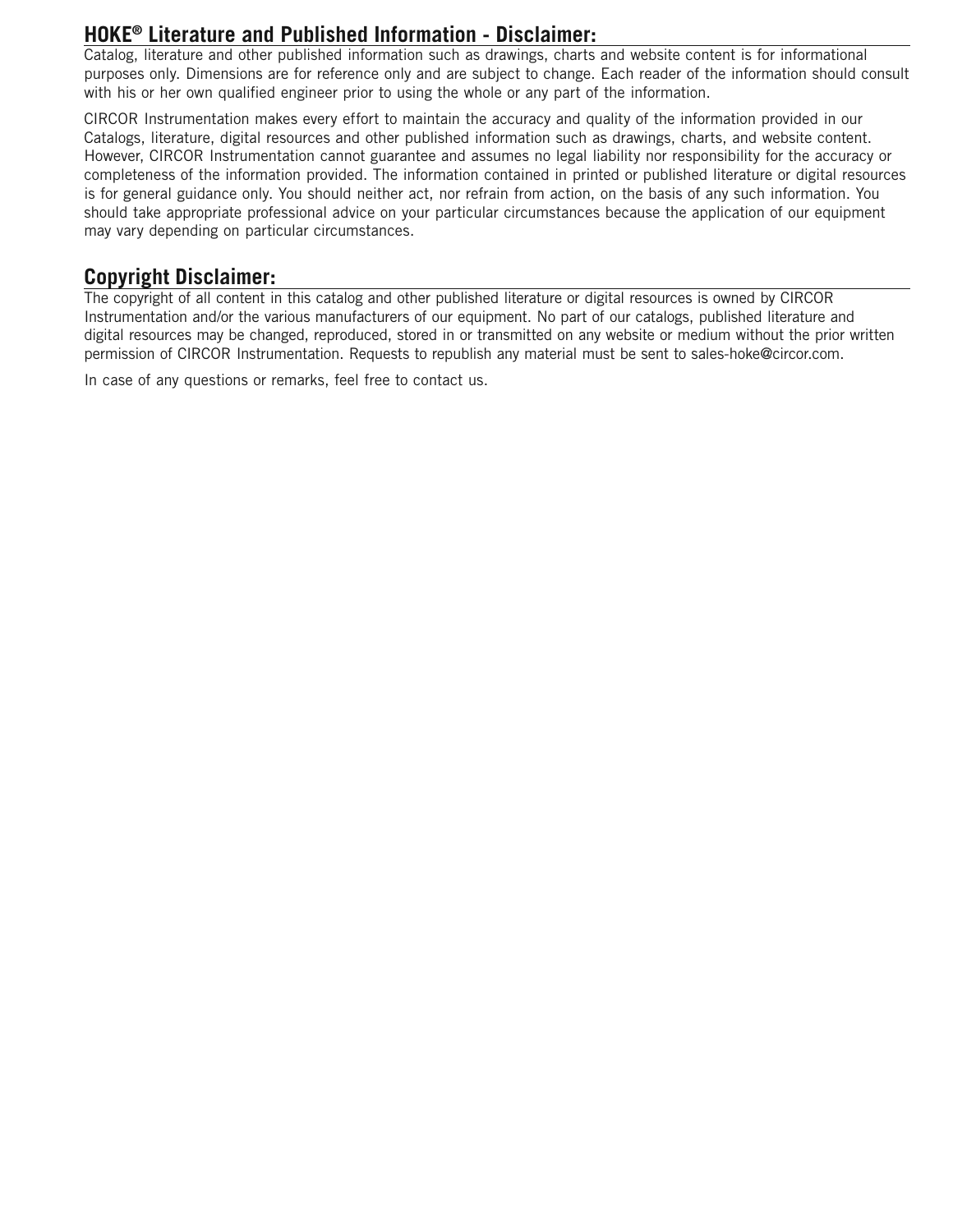## HOKE® Literature and Published Information - Disclaimer:

Catalog, literature and other published information such as drawings, charts and website content is for informational purposes only. Dimensions are for reference only and are subject to change. Each reader of the information should consult with his or her own qualified engineer prior to using the whole or any part of the information.

CIRCOR Instrumentation makes every effort to maintain the accuracy and quality of the information provided in our Catalogs, literature, digital resources and other published information such as drawings, charts, and website content. However, CIRCOR Instrumentation cannot guarantee and assumes no legal liability nor responsibility for the accuracy or completeness of the information provided. The information contained in printed or published literature or digital resources is for general guidance only. You should neither act, nor refrain from action, on the basis of any such information. You should take appropriate professional advice on your particular circumstances because the application of our equipment may vary depending on particular circumstances.

## Copyright Disclaimer:

The copyright of all content in this catalog and other published literature or digital resources is owned by CIRCOR Instrumentation and/or the various manufacturers of our equipment. No part of our catalogs, published literature and digital resources may be changed, reproduced, stored in or transmitted on any website or medium without the prior written permission of CIRCOR Instrumentation. Requests to republish any material must be sent to sales-hoke@circor.com.

In case of any questions or remarks, feel free to contact us.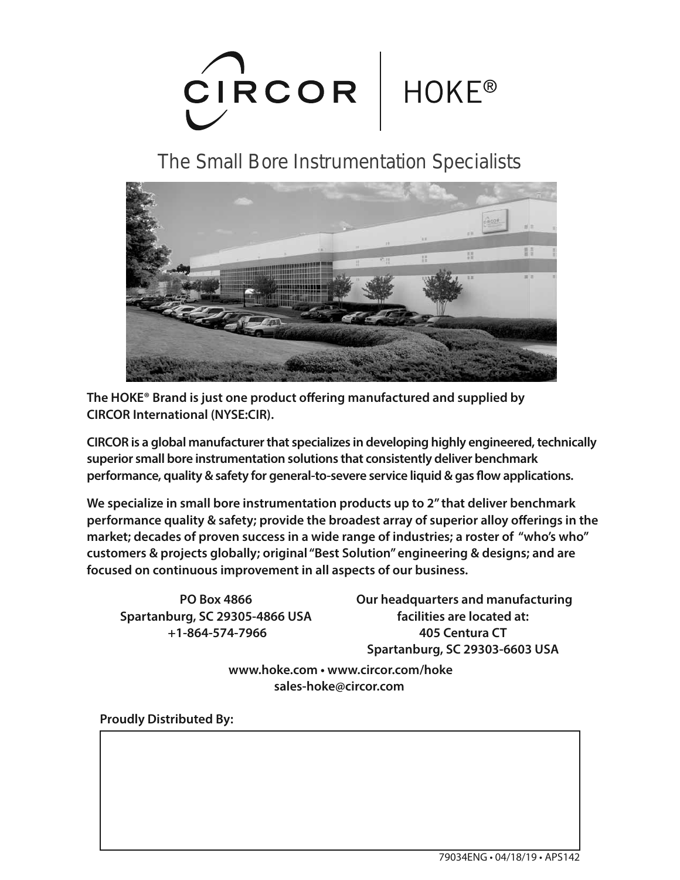CIRCOR | HOKE®

## The Small Bore Instrumentation Specialists

**The HOKE® Brand is just one product offering manufactured and supplied by CIRCOR International (NYSE:CIR).**

**CIRCOR is a global manufacturer that specializes in developing highly engineered, technically superior small bore instrumentation solutions that consistently deliver benchmark performance, quality & safety for general-to-severe service liquid & gas flow applications.**

**We specialize in small bore instrumentation products up to 2" that deliver benchmark performance quality & safety; provide the broadest array of superior alloy offerings in the market; decades of proven success in a wide range of industries; a roster of "who's who" customers & projects globally; original "Best Solution" engineering & designs; and are focused on continuous improvement in all aspects of our business.**

**PO Box 4866**
**Spartanburg, SC 29305-4866 USA**
**+1-864-574-7966**

**Our headquarters and manufacturing facilities are located at:**
**405 Centura CT**
**Spartanburg, SC 29303-6603 USA**

**www.hoke.com • www.circor.com/hoke**
**sales-hoke@circor.com**

**Proudly Distributed By:**

79034ENG • 04/18/19 • APS142